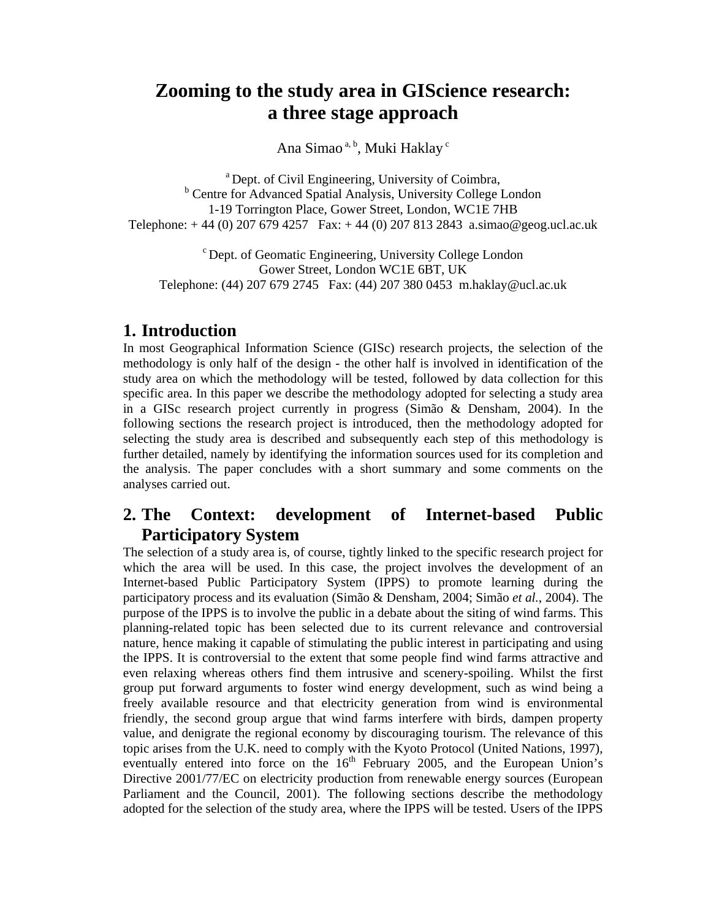# Zooming to the study area in GIScience research: a three stage approach

Ana Simao [a, b], Muki Haklay [c]

[a] Dept. of Civil Engineering, University of Coimbra,
[b] Centre for Advanced Spatial Analysis, University College London
1-19 Torrington Place, Gower Street, London, WC1E 7HB
Telephone: + 44 (0) 207 679 4257 Fax: + 44 (0) 207 813 2843 a.simao@geog.ucl.ac.uk

[c] Dept. of Geomatic Engineering, University College London
Gower Street, London WC1E 6BT, UK
Telephone: (44) 207 679 2745 Fax: (44) 207 380 0453 m.haklay@ucl.ac.uk

## 1. Introduction

In most Geographical Information Science (GISc) research projects, the selection of the methodology is only half of the design - the other half is involved in identification of the study area on which the methodology will be tested, followed by data collection for this specific area. In this paper we describe the methodology adopted for selecting a study area in a GISc research project currently in progress (Simão & Densham, 2004). In the following sections the research project is introduced, then the methodology adopted for selecting the study area is described and subsequently each step of this methodology is further detailed, namely by identifying the information sources used for its completion and the analysis. The paper concludes with a short summary and some comments on the analyses carried out.

## 2. The Context: development of Internet-based Public Participatory System

The selection of a study area is, of course, tightly linked to the specific research project for which the area will be used. In this case, the project involves the development of an Internet-based Public Participatory System (IPPS) to promote learning during the participatory process and its evaluation (Simão & Densham, 2004; Simão *et al.*, 2004). The purpose of the IPPS is to involve the public in a debate about the siting of wind farms. This planning-related topic has been selected due to its current relevance and controversial nature, hence making it capable of stimulating the public interest in participating and using the IPPS. It is controversial to the extent that some people find wind farms attractive and even relaxing whereas others find them intrusive and scenery-spoiling. Whilst the first group put forward arguments to foster wind energy development, such as wind being a freely available resource and that electricity generation from wind is environmental friendly, the second group argue that wind farms interfere with birds, dampen property value, and denigrate the regional economy by discouraging tourism. The relevance of this topic arises from the U.K. need to comply with the Kyoto Protocol (United Nations, 1997), eventually entered into force on the 16th February 2005, and the European Union's Directive 2001/77/EC on electricity production from renewable energy sources (European Parliament and the Council, 2001). The following sections describe the methodology adopted for the selection of the study area, where the IPPS will be tested. Users of the IPPS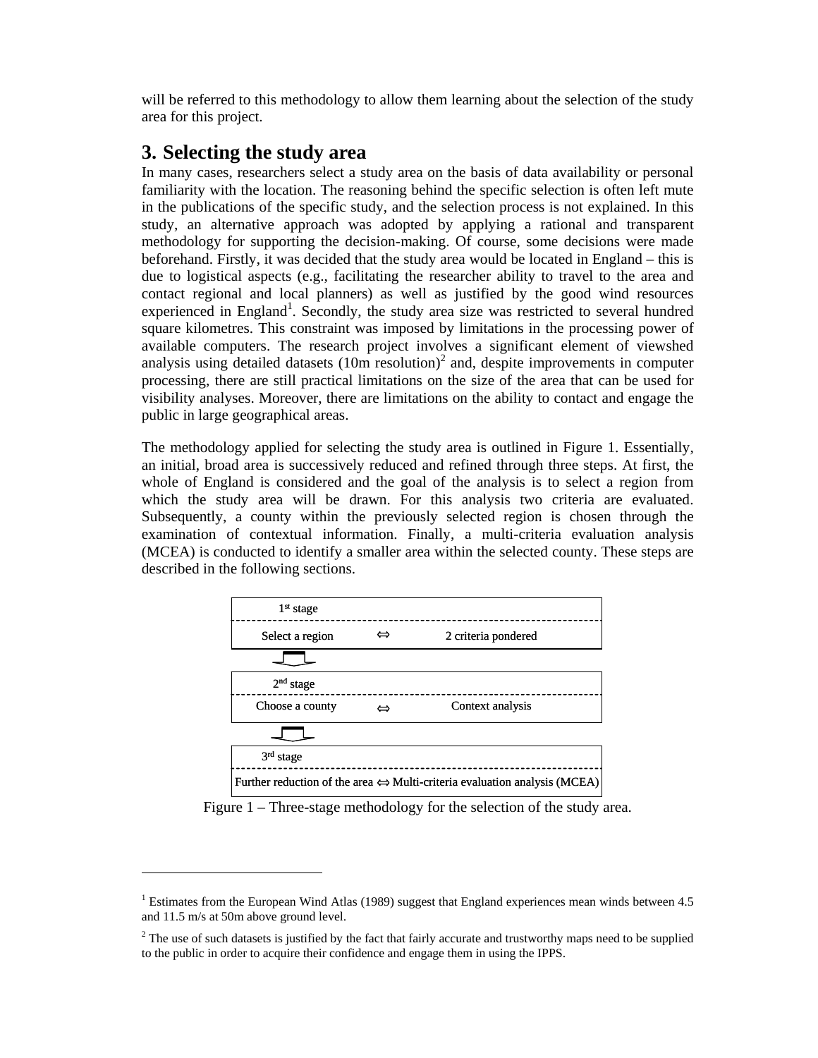will be referred to this methodology to allow them learning about the selection of the study area for this project.

# 3. Selecting the study area

In many cases, researchers select a study area on the basis of data availability or personal familiarity with the location. The reasoning behind the specific selection is often left mute in the publications of the specific study, and the selection process is not explained. In this study, an alternative approach was adopted by applying a rational and transparent methodology for supporting the decision-making. Of course, some decisions were made beforehand. Firstly, it was decided that the study area would be located in England – this is due to logistical aspects (e.g., facilitating the researcher ability to travel to the area and contact regional and local planners) as well as justified by the good wind resources experienced in England[1]. Secondly, the study area size was restricted to several hundred square kilometres. This constraint was imposed by limitations in the processing power of available computers. The research project involves a significant element of viewshed analysis using detailed datasets (10m resolution)[2] and, despite improvements in computer processing, there are still practical limitations on the size of the area that can be used for visibility analyses. Moreover, there are limitations on the ability to contact and engage the public in large geographical areas.

The methodology applied for selecting the study area is outlined in Figure 1. Essentially, an initial, broad area is successively reduced and refined through three steps. At first, the whole of England is considered and the goal of the analysis is to select a region from which the study area will be drawn. For this analysis two criteria are evaluated. Subsequently, a county within the previously selected region is chosen through the examination of contextual information. Finally, a multi-criteria evaluation analysis (MCEA) is conducted to identify a smaller area within the selected county. These steps are described in the following sections.

| 1st stage | | |
|---|---|---|
| Select a region | ⇔ | 2 criteria pondered |

↓

| 2nd stage | | |
|---|---|---|
| Choose a county | ⇔ | Context analysis |

↓

| 3rd stage |
|---|
| Further reduction of the area ⇔ Multi-criteria evaluation analysis (MCEA) |

Figure 1 – Three-stage methodology for the selection of the study area.

---

[1] Estimates from the European Wind Atlas (1989) suggest that England experiences mean winds between 4.5 and 11.5 m/s at 50m above ground level.

[2] The use of such datasets is justified by the fact that fairly accurate and trustworthy maps need to be supplied to the public in order to acquire their confidence and engage them in using the IPPS.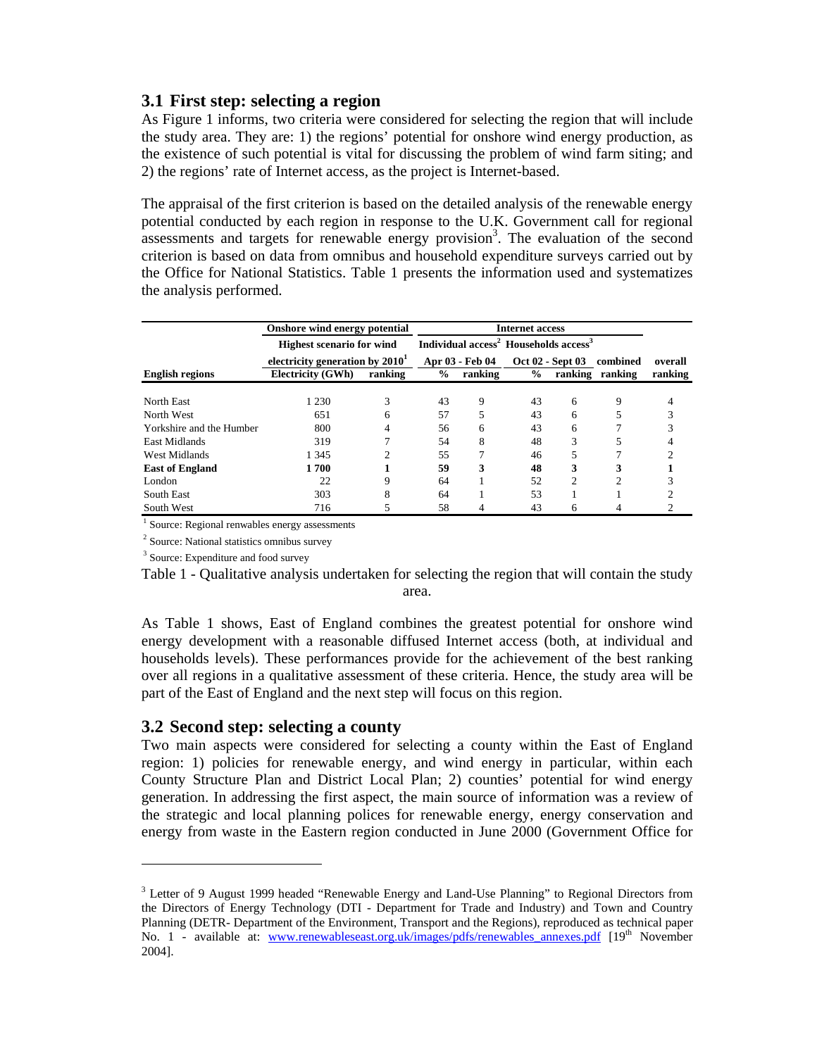## 3.1 First step: selecting a region

As Figure 1 informs, two criteria were considered for selecting the region that will include the study area. They are: 1) the regions' potential for onshore wind energy production, as the existence of such potential is vital for discussing the problem of wind farm siting; and 2) the regions' rate of Internet access, as the project is Internet-based.

The appraisal of the first criterion is based on the detailed analysis of the renewable energy potential conducted by each region in response to the U.K. Government call for regional assessments and targets for renewable energy provision[3]. The evaluation of the second criterion is based on data from omnibus and household expenditure surveys carried out by the Office for National Statistics. Table 1 presents the information used and systematizes the analysis performed.

| | Onshore wind energy potential | | Internet access | | | | | |
|---|---|---|---|---|---|---|---|---|
| | Highest scenario for wind electricity generation by 2010[1] | | Individual access[2] | | Households access[3] | | | |
| | | | Apr 03 - Feb 04 | | Oct 02 - Sept 03 | | combined | overall |
| **English regions** | **Electricity (GWh)** | **ranking** | **%** | **ranking** | **%** | **ranking** | **ranking** | **ranking** |
| North East | 1 230 | 3 | 43 | 9 | 43 | 6 | 9 | 4 |
| North West | 651 | 6 | 57 | 5 | 43 | 6 | 5 | 3 |
| Yorkshire and the Humber | 800 | 4 | 56 | 6 | 43 | 6 | 7 | 3 |
| East Midlands | 319 | 7 | 54 | 8 | 48 | 3 | 5 | 4 |
| West Midlands | 1 345 | 2 | 55 | 7 | 46 | 5 | 7 | 2 |
| **East of England** | **1 700** | **1** | **59** | **3** | **48** | **3** | **3** | **1** |
| London | 22 | 9 | 64 | 1 | 52 | 2 | 2 | 3 |
| South East | 303 | 8 | 64 | 1 | 53 | 1 | 1 | 2 |
| South West | 716 | 5 | 58 | 4 | 43 | 6 | 4 | 2 |

[1] Source: Regional renwables energy assessments

[2] Source: National statistics omnibus survey

[3] Source: Expenditure and food survey

Table 1 - Qualitative analysis undertaken for selecting the region that will contain the study area.

As Table 1 shows, East of England combines the greatest potential for onshore wind energy development with a reasonable diffused Internet access (both, at individual and households levels). These performances provide for the achievement of the best ranking over all regions in a qualitative assessment of these criteria. Hence, the study area will be part of the East of England and the next step will focus on this region.

## 3.2 Second step: selecting a county

Two main aspects were considered for selecting a county within the East of England region: 1) policies for renewable energy, and wind energy in particular, within each County Structure Plan and District Local Plan; 2) counties' potential for wind energy generation. In addressing the first aspect, the main source of information was a review of the strategic and local planning polices for renewable energy, energy conservation and energy from waste in the Eastern region conducted in June 2000 (Government Office for

---

[3] Letter of 9 August 1999 headed "Renewable Energy and Land-Use Planning" to Regional Directors from the Directors of Energy Technology (DTI - Department for Trade and Industry) and Town and Country Planning (DETR- Department of the Environment, Transport and the Regions), reproduced as technical paper No. 1 - available at: www.renewableseast.org.uk/images/pdfs/renewables_annexes.pdf [19th November 2004].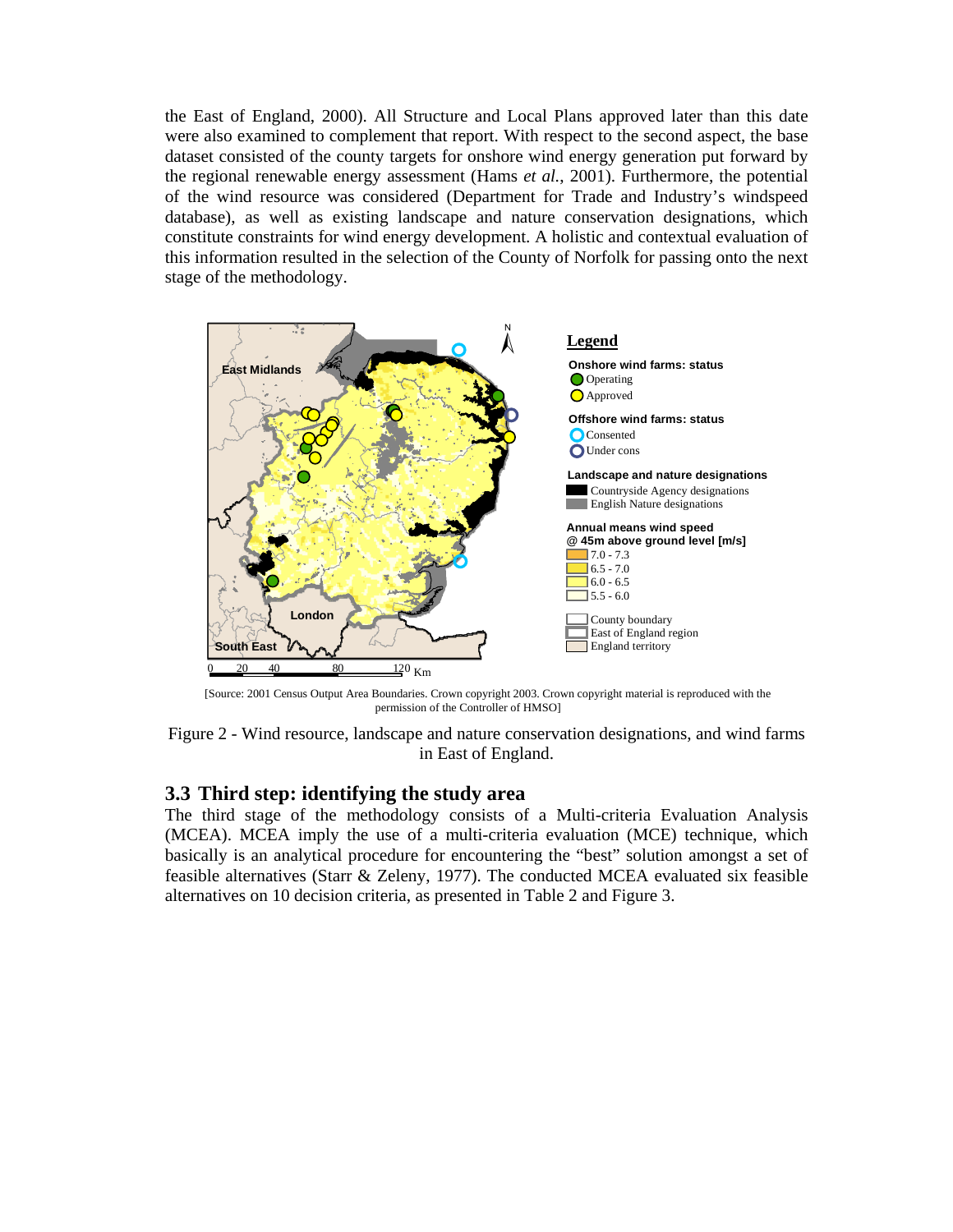the East of England, 2000). All Structure and Local Plans approved later than this date were also examined to complement that report. With respect to the second aspect, the base dataset consisted of the county targets for onshore wind energy generation put forward by the regional renewable energy assessment (Hams *et al.*, 2001). Furthermore, the potential of the wind resource was considered (Department for Trade and Industry's windspeed database), as well as existing landscape and nature conservation designations, which constitute constraints for wind energy development. A holistic and contextual evaluation of this information resulted in the selection of the County of Norfolk for passing onto the next stage of the methodology.

[Source: 2001 Census Output Area Boundaries. Crown copyright 2003. Crown copyright material is reproduced with the permission of the Controller of HMSO]

Figure 2 - Wind resource, landscape and nature conservation designations, and wind farms in East of England.

## 3.3 Third step: identifying the study area

The third stage of the methodology consists of a Multi-criteria Evaluation Analysis (MCEA). MCEA imply the use of a multi-criteria evaluation (MCE) technique, which basically is an analytical procedure for encountering the "best" solution amongst a set of feasible alternatives (Starr & Zeleny, 1977). The conducted MCEA evaluated six feasible alternatives on 10 decision criteria, as presented in Table 2 and Figure 3.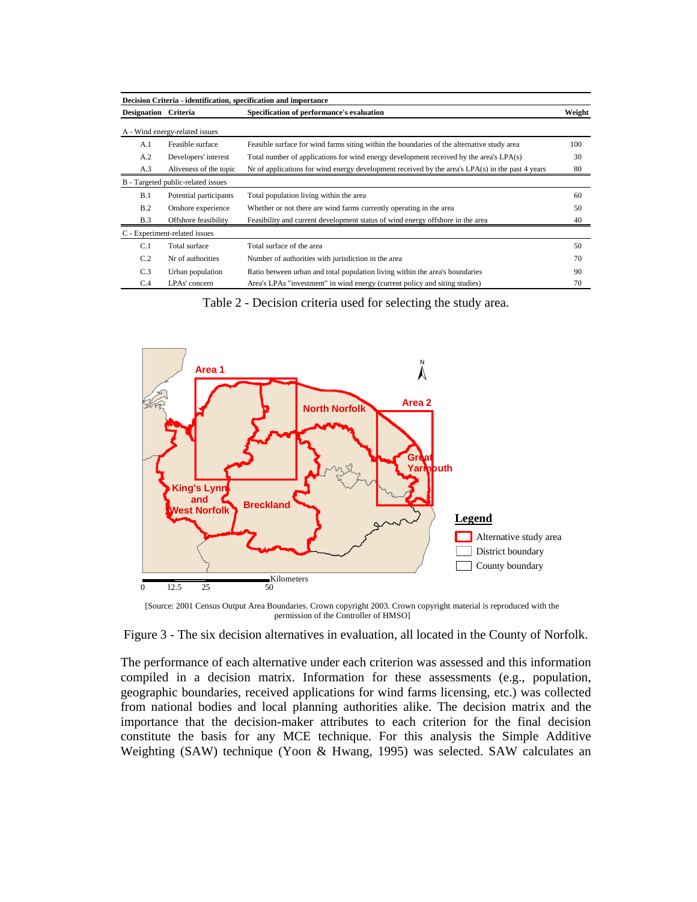| Designation | Criteria | Specification of performance's evaluation | Weight |
|---|---|---|---|
| **Decision Criteria - identification, specification and importance** | | | |
| A - Wind energy-related issues | | | |
| A.1 | Feasible surface | Feasible surface for wind farms siting within the boundaries of the alternative study area | 100 |
| A.2 | Developers' interest | Total number of applications for wind energy development received by the area's LPA(s) | 30 |
| A.3 | Aliveness of the topic | Nr of applications for wind energy development received by the area's LPA(s) in the past 4 years | 80 |
| B - Targeted public-related issues | | | |
| B.1 | Potential participants | Total population living within the area | 60 |
| B.2 | Onshore experience | Whether or not there are wind farms currently operating in the area | 50 |
| B.3 | Offshore feasibility | Feasibility and current development status of wind energy offshore in the area | 40 |
| C - Experiment-related issues | | | |
| C.1 | Total surface | Total surface of the area | 50 |
| C.2 | Nr of authorities | Number of authorities with jurisdiction in the area | 70 |
| C.3 | Urban population | Ratio between urban and total population living within the area's boundaries | 90 |
| C.4 | LPAs' concern | Area's LPAs "investment" in wind energy (current policy and siting studies) | 70 |

Table 2 - Decision criteria used for selecting the study area.

[Source: 2001 Census Output Area Boundaries. Crown copyright 2003. Crown copyright material is reproduced with the permission of the Controller of HMSO]

Figure 3 - The six decision alternatives in evaluation, all located in the County of Norfolk.

The performance of each alternative under each criterion was assessed and this information compiled in a decision matrix. Information for these assessments (e.g., population, geographic boundaries, received applications for wind farms licensing, etc.) was collected from national bodies and local planning authorities alike. The decision matrix and the importance that the decision-maker attributes to each criterion for the final decision constitute the basis for any MCE technique. For this analysis the Simple Additive Weighting (SAW) technique (Yoon & Hwang, 1995) was selected. SAW calculates an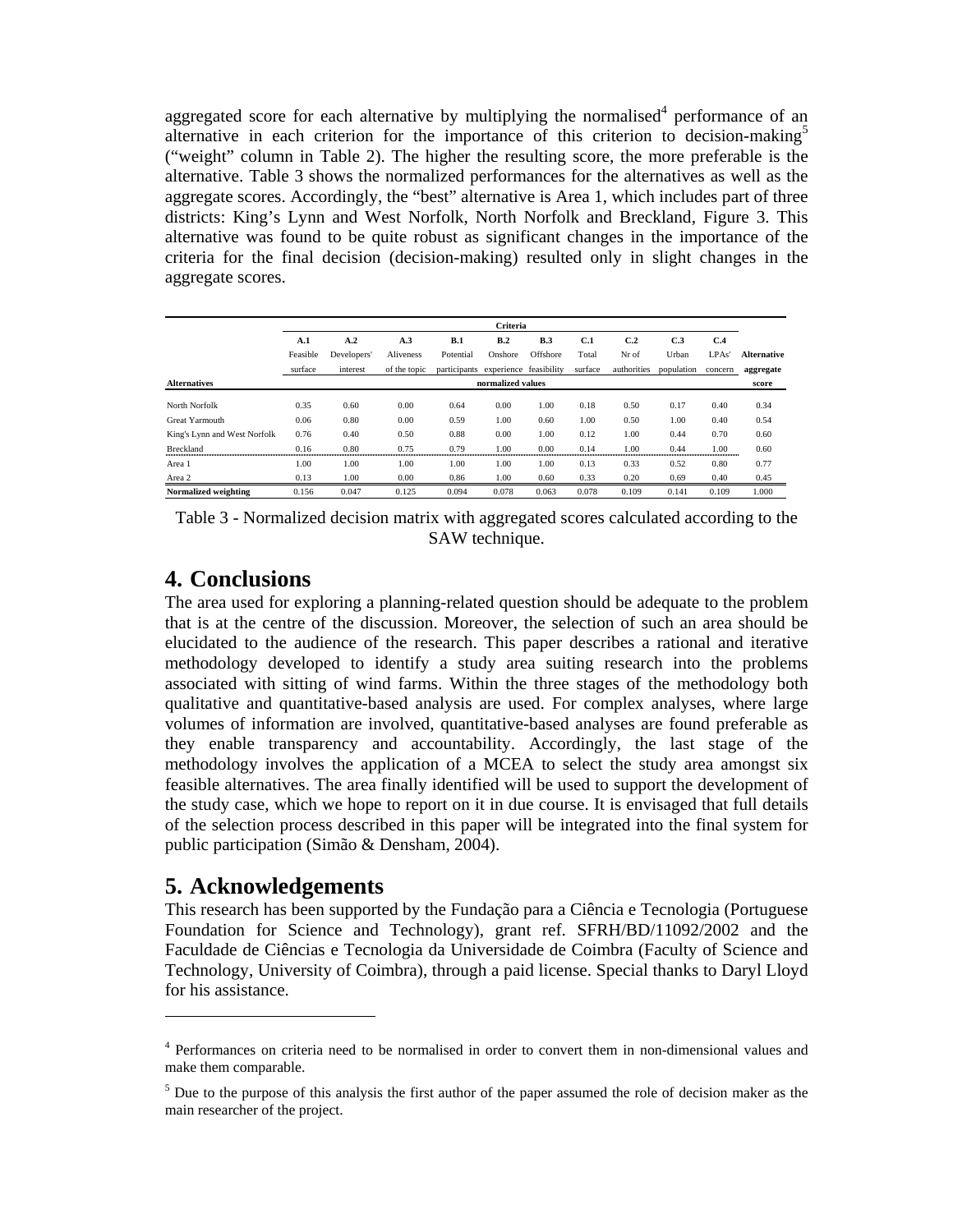aggregated score for each alternative by multiplying the normalised[4] performance of an alternative in each criterion for the importance of this criterion to decision-making[5] ("weight" column in Table 2). The higher the resulting score, the more preferable is the alternative. Table 3 shows the normalized performances for the alternatives as well as the aggregate scores. Accordingly, the "best" alternative is Area 1, which includes part of three districts: King's Lynn and West Norfolk, North Norfolk and Breckland, Figure 3. This alternative was found to be quite robust as significant changes in the importance of the criteria for the final decision (decision-making) resulted only in slight changes in the aggregate scores.

| | Criteria | | | | | | | | | | |
|---|---|---|---|---|---|---|---|---|---|---|---|
| | **A.1** | **A.2** | **A.3** | **B.1** | **B.2** | **B.3** | **C.1** | **C.2** | **C.3** | **C.4** | |
| | Feasible surface | Developers' interest | Aliveness of the topic | Potential participants | Onshore experience | Offshore feasibility | Total surface | Nr of authorities | Urban population | LPAs' concern | **Alternative aggregate score** |
| **Alternatives** | normalized values | | | | | | | | | | |
| North Norfolk | 0.35 | 0.60 | 0.00 | 0.64 | 0.00 | 1.00 | 0.18 | 0.50 | 0.17 | 0.40 | 0.34 |
| Great Yarmouth | 0.06 | 0.80 | 0.00 | 0.59 | 1.00 | 0.60 | 1.00 | 0.50 | 1.00 | 0.40 | 0.54 |
| King's Lynn and West Norfolk | 0.76 | 0.40 | 0.50 | 0.88 | 0.00 | 1.00 | 0.12 | 1.00 | 0.44 | 0.70 | 0.60 |
| Breckland | 0.16 | 0.80 | 0.75 | 0.79 | 1.00 | 0.00 | 0.14 | 1.00 | 0.44 | 1.00 | 0.60 |
| Area 1 | 1.00 | 1.00 | 1.00 | 1.00 | 1.00 | 1.00 | 0.13 | 0.33 | 0.52 | 0.80 | 0.77 |
| Area 2 | 0.13 | 1.00 | 0.00 | 0.86 | 1.00 | 0.60 | 0.33 | 0.20 | 0.69 | 0.40 | 0.45 |
| **Normalized weighting** | 0.156 | 0.047 | 0.125 | 0.094 | 0.078 | 0.063 | 0.078 | 0.109 | 0.141 | 0.109 | 1.000 |

Table 3 - Normalized decision matrix with aggregated scores calculated according to the SAW technique.

## 4. Conclusions

The area used for exploring a planning-related question should be adequate to the problem that is at the centre of the discussion. Moreover, the selection of such an area should be elucidated to the audience of the research. This paper describes a rational and iterative methodology developed to identify a study area suiting research into the problems associated with sitting of wind farms. Within the three stages of the methodology both qualitative and quantitative-based analysis are used. For complex analyses, where large volumes of information are involved, quantitative-based analyses are found preferable as they enable transparency and accountability. Accordingly, the last stage of the methodology involves the application of a MCEA to select the study area amongst six feasible alternatives. The area finally identified will be used to support the development of the study case, which we hope to report on it in due course. It is envisaged that full details of the selection process described in this paper will be integrated into the final system for public participation (Simão & Densham, 2004).

## 5. Acknowledgements

This research has been supported by the Fundação para a Ciência e Tecnologia (Portuguese Foundation for Science and Technology), grant ref. SFRH/BD/11092/2002 and the Faculdade de Ciências e Tecnologia da Universidade de Coimbra (Faculty of Science and Technology, University of Coimbra), through a paid license. Special thanks to Daryl Lloyd for his assistance.

---

[4] Performances on criteria need to be normalised in order to convert them in non-dimensional values and make them comparable.

[5] Due to the purpose of this analysis the first author of the paper assumed the role of decision maker as the main researcher of the project.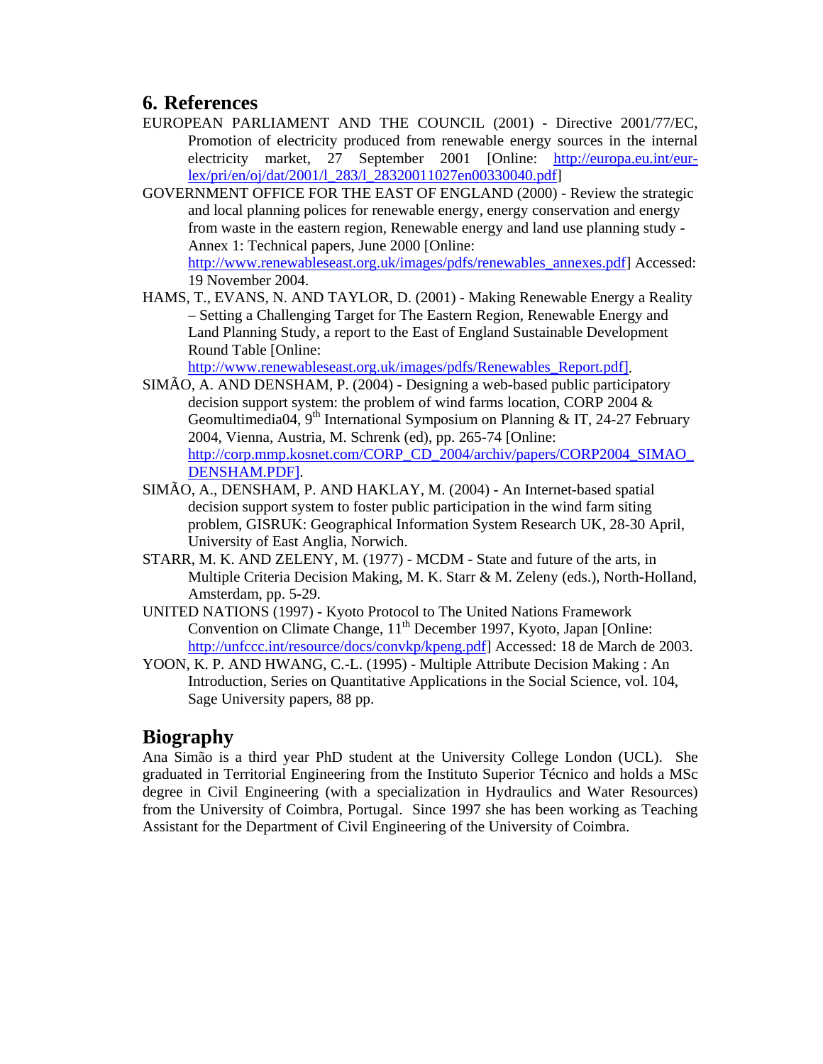## 6. References

EUROPEAN PARLIAMENT AND THE COUNCIL (2001) - Directive 2001/77/EC, Promotion of electricity produced from renewable energy sources in the internal electricity market, 27 September 2001 [Online: http://europa.eu.int/eur-lex/pri/en/oj/dat/2001/l_283/l_28320011027en00330040.pdf]

GOVERNMENT OFFICE FOR THE EAST OF ENGLAND (2000) - Review the strategic and local planning polices for renewable energy, energy conservation and energy from waste in the eastern region, Renewable energy and land use planning study - Annex 1: Technical papers, June 2000 [Online: http://www.renewableseast.org.uk/images/pdfs/renewables_annexes.pdf] Accessed: 19 November 2004.

HAMS, T., EVANS, N. AND TAYLOR, D. (2001) - Making Renewable Energy a Reality – Setting a Challenging Target for The Eastern Region, Renewable Energy and Land Planning Study, a report to the East of England Sustainable Development Round Table [Online: http://www.renewableseast.org.uk/images/pdfs/Renewables_Report.pdf].

SIMÃO, A. AND DENSHAM, P. (2004) - Designing a web-based public participatory decision support system: the problem of wind farms location, CORP 2004 & Geomultimedia04, 9th International Symposium on Planning & IT, 24-27 February 2004, Vienna, Austria, M. Schrenk (ed), pp. 265-74 [Online: http://corp.mmp.kosnet.com/CORP_CD_2004/archiv/papers/CORP2004_SIMAO_DENSHAM.PDF].

SIMÃO, A., DENSHAM, P. AND HAKLAY, M. (2004) - An Internet-based spatial decision support system to foster public participation in the wind farm siting problem, GISRUK: Geographical Information System Research UK, 28-30 April, University of East Anglia, Norwich.

STARR, M. K. AND ZELENY, M. (1977) - MCDM - State and future of the arts, in Multiple Criteria Decision Making, M. K. Starr & M. Zeleny (eds.), North-Holland, Amsterdam, pp. 5-29.

UNITED NATIONS (1997) - Kyoto Protocol to The United Nations Framework Convention on Climate Change, 11th December 1997, Kyoto, Japan [Online: http://unfccc.int/resource/docs/convkp/kpeng.pdf] Accessed: 18 de March de 2003.

YOON, K. P. AND HWANG, C.-L. (1995) - Multiple Attribute Decision Making : An Introduction, Series on Quantitative Applications in the Social Science, vol. 104, Sage University papers, 88 pp.

## Biography

Ana Simão is a third year PhD student at the University College London (UCL). She graduated in Territorial Engineering from the Instituto Superior Técnico and holds a MSc degree in Civil Engineering (with a specialization in Hydraulics and Water Resources) from the University of Coimbra, Portugal. Since 1997 she has been working as Teaching Assistant for the Department of Civil Engineering of the University of Coimbra.